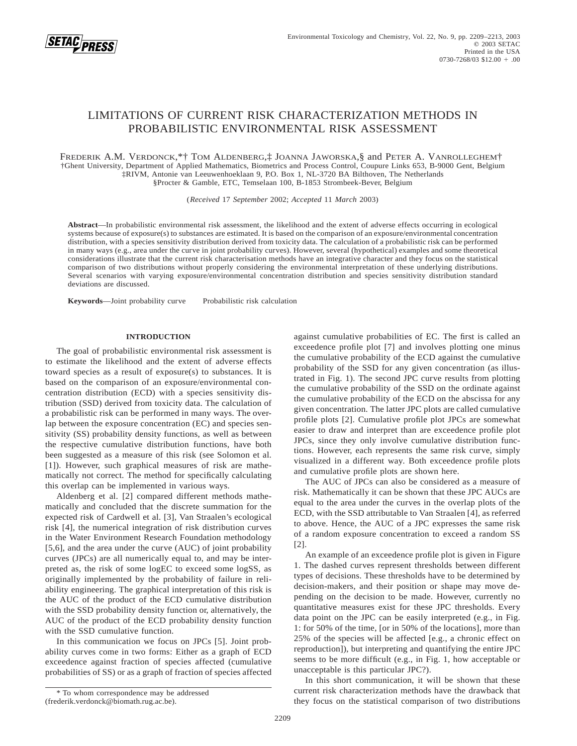# LIMITATIONS OF CURRENT RISK CHARACTERIZATION METHODS IN PROBABILISTIC ENVIRONMENTAL RISK ASSESSMENT

FREDERIK A.M. VERDONCK,*† TOM ALDENBERG,‡ JOANNA JAWORSKA,§ and PETER A. VANROLLEGHEM†

†Ghent University, Department of Applied Mathematics, Biometrics and Process Control, Coupure Links 653, B-9000 Gent, Belgium

‡RIVM, Antonie van Leeuwenhoeklaan 9, P.O. Box 1, NL-3720 BA Bilthoven, The Netherlands

§Procter & Gamble, ETC, Temselaan 100, B-1853 Strombeek-Bever, Belgium

(*Received* 17 *September* 2002; *Accepted* 11 *March* 2003)

**Abstract**—In probabilistic environmental risk assessment, the likelihood and the extent of adverse effects occurring in ecological systems because of exposure(s) to substances are estimated. It is based on the comparison of an exposure/environmental concentration distribution, with a species sensitivity distribution derived from toxicity data. The calculation of a probabilistic risk can be performed in many ways (e.g., area under the curve in joint probability curves). However, several (hypothetical) examples and some theoretical considerations illustrate that the current risk characterisation methods have an integrative character and they focus on the statistical comparison of two distributions without properly considering the environmental interpretation of these underlying distributions. Several scenarios with varying exposure/environmental concentration distribution and species sensitivity distribution standard deviations are discussed.

**Keywords**—Joint probability curve    Probabilistic risk calculation

## INTRODUCTION

The goal of probabilistic environmental risk assessment is to estimate the likelihood and the extent of adverse effects toward species as a result of exposure(s) to substances. It is based on the comparison of an exposure/environmental concentration distribution (ECD) with a species sensitivity distribution (SSD) derived from toxicity data. The calculation of a probabilistic risk can be performed in many ways. The overlap between the exposure concentration (EC) and species sensitivity (SS) probability density functions, as well as between the respective cumulative distribution functions, have both been suggested as a measure of this risk (see Solomon et al. [1]). However, such graphical measures of risk are mathematically not correct. The method for specifically calculating this overlap can be implemented in various ways.

Aldenberg et al. [2] compared different methods mathematically and concluded that the discrete summation for the expected risk of Cardwell et al. [3], Van Straalen's ecological risk [4], the numerical integration of risk distribution curves in the Water Environment Research Foundation methodology [5,6], and the area under the curve (AUC) of joint probability curves (JPCs) are all numerically equal to, and may be interpreted as, the risk of some logEC to exceed some logSS, as originally implemented by the probability of failure in reliability engineering. The graphical interpretation of this risk is the AUC of the product of the ECD cumulative distribution with the SSD probability density function or, alternatively, the AUC of the product of the ECD probability density function with the SSD cumulative function.

In this communication we focus on JPCs [5]. Joint probability curves come in two forms: Either as a graph of ECD exceedence against fraction of species affected (cumulative probabilities of SS) or as a graph of fraction of species affected against cumulative probabilities of EC. The first is called an exceedence profile plot [7] and involves plotting one minus the cumulative probability of the ECD against the cumulative probability of the SSD for any given concentration (as illustrated in Fig. 1). The second JPC curve results from plotting the cumulative probability of the SSD on the ordinate against the cumulative probability of the ECD on the abscissa for any given concentration. The latter JPC plots are called cumulative profile plots [2]. Cumulative profile plot JPCs are somewhat easier to draw and interpret than are exceedence profile plot JPCs, since they only involve cumulative distribution functions. However, each represents the same risk curve, simply visualized in a different way. Both exceedence profile plots and cumulative profile plots are shown here.

The AUC of JPCs can also be considered as a measure of risk. Mathematically it can be shown that these JPC AUCs are equal to the area under the curves in the overlap plots of the ECD, with the SSD attributable to Van Straalen [4], as referred to above. Hence, the AUC of a JPC expresses the same risk of a random exposure concentration to exceed a random SS [2].

An example of an exceedence profile plot is given in Figure 1. The dashed curves represent thresholds between different types of decisions. These thresholds have to be determined by decision-makers, and their position or shape may move depending on the decision to be made. However, currently no quantitative measures exist for these JPC thresholds. Every data point on the JPC can be easily interpreted (e.g., in Fig. 1: for 50% of the time, [or in 50% of the locations], more than 25% of the species will be affected [e.g., a chronic effect on reproduction]), but interpreting and quantifying the entire JPC seems to be more difficult (e.g., in Fig. 1, how acceptable or unacceptable is this particular JPC?).

In this short communication, it will be shown that these current risk characterization methods have the drawback that they focus on the statistical comparison of two distributions

\* To whom correspondence may be addressed (frederik.verdonck@biomath.rug.ac.be).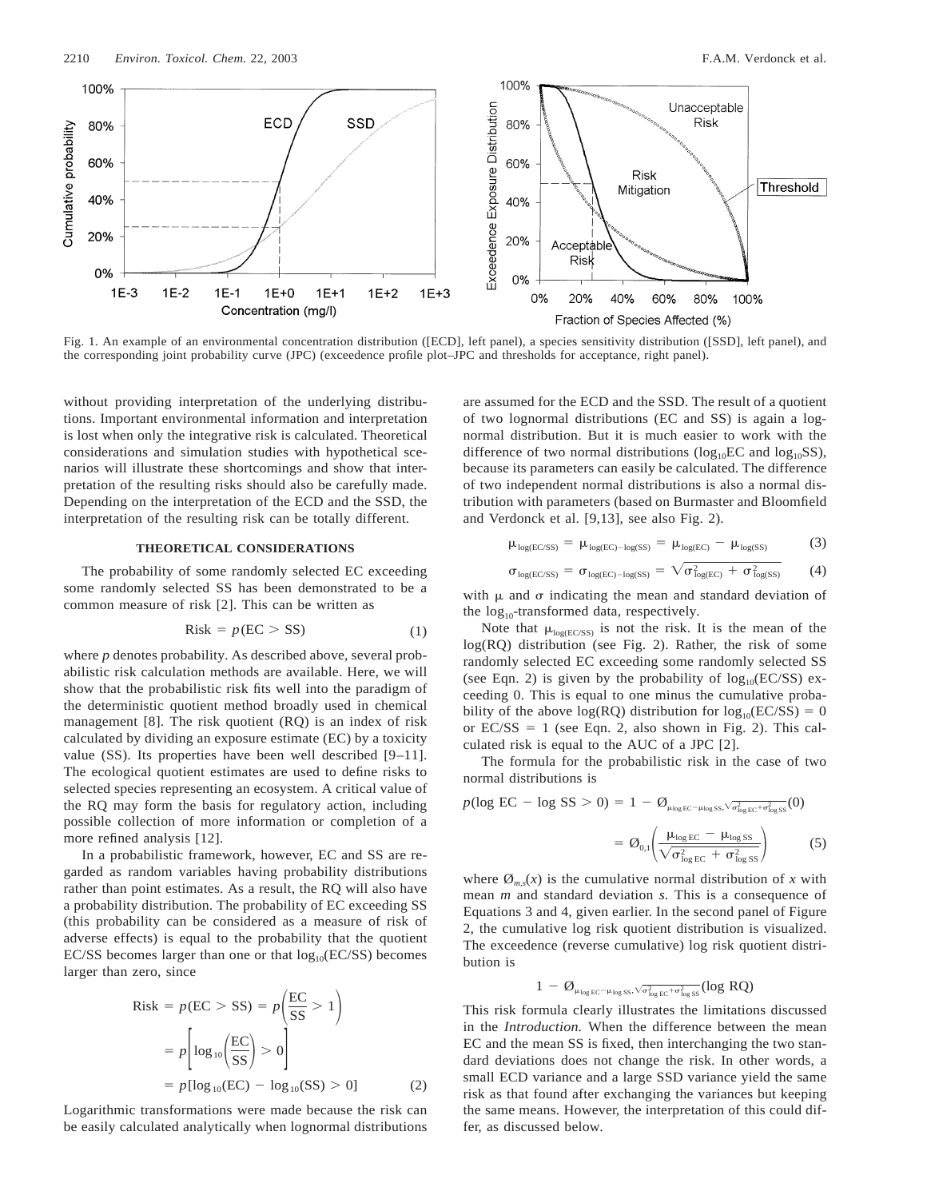Fig. 1. An example of an environmental concentration distribution ([ECD], left panel), a species sensitivity distribution ([SSD], left panel), and the corresponding joint probability curve (JPC) (exceedence profile plot–JPC and thresholds for acceptance, right panel).

without providing interpretation of the underlying distributions. Important environmental information and interpretation is lost when only the integrative risk is calculated. Theoretical considerations and simulation studies with hypothetical scenarios will illustrate these shortcomings and show that interpretation of the resulting risks should also be carefully made. Depending on the interpretation of the ECD and the SSD, the interpretation of the resulting risk can be totally different.

## THEORETICAL CONSIDERATIONS

The probability of some randomly selected EC exceeding some randomly selected SS has been demonstrated to be a common measure of risk [2]. This can be written as

$$\text{Risk} = p(\text{EC} > \text{SS}) \tag{1}$$

where *p* denotes probability. As described above, several probabilistic risk calculation methods are available. Here, we will show that the probabilistic risk fits well into the paradigm of the deterministic quotient method broadly used in chemical management [8]. The risk quotient (RQ) is an index of risk calculated by dividing an exposure estimate (EC) by a toxicity value (SS). Its properties have been well described [9–11]. The ecological quotient estimates are used to define risks to selected species representing an ecosystem. A critical value of the RQ may form the basis for regulatory action, including possible collection of more information or completion of a more refined analysis [12].

In a probabilistic framework, however, EC and SS are regarded as random variables having probability distributions rather than point estimates. As a result, the RQ will also have a probability distribution. The probability of EC exceeding SS (this probability can be considered as a measure of risk of adverse effects) is equal to the probability that the quotient EC/SS becomes larger than one or that $\log_{10}(\text{EC/SS})$ becomes larger than zero, since

$$\begin{aligned}\text{Risk} &= p(\text{EC} > \text{SS}) = p\left(\frac{\text{EC}}{\text{SS}} > 1\right) \\ &= p\left[\log_{10}\left(\frac{\text{EC}}{\text{SS}}\right) > 0\right] \\ &= p[\log_{10}(\text{EC}) - \log_{10}(\text{SS}) > 0]\end{aligned} \tag{2}$$

Logarithmic transformations were made because the risk can be easily calculated analytically when lognormal distributions are assumed for the ECD and the SSD. The result of a quotient of two lognormal distributions (EC and SS) is again a lognormal distribution. But it is much easier to work with the difference of two normal distributions ($\log_{10}$EC and $\log_{10}$SS), because its parameters can easily be calculated. The difference of two independent normal distributions is also a normal distribution with parameters (based on Burmaster and Bloomfield and Verdonck et al. [9,13], see also Fig. 2).

$$\mu_{\log(\text{EC/SS})} = \mu_{\log(\text{EC})-\log(\text{SS})} = \mu_{\log(\text{EC})} - \mu_{\log(\text{SS})} \tag{3}$$

$$\sigma_{\log(\text{EC/SS})} = \sigma_{\log(\text{EC})-\log(\text{SS})} = \sqrt{\sigma^2_{\log(\text{EC})} + \sigma^2_{\log(\text{SS})}} \tag{4}$$

with $\mu$ and $\sigma$ indicating the mean and standard deviation of the $\log_{10}$-transformed data, respectively.

Note that $\mu_{\log(\text{EC/SS})}$ is not the risk. It is the mean of the log(RQ) distribution (see Fig. 2). Rather, the risk of some randomly selected EC exceeding some randomly selected SS (see Eqn. 2) is given by the probability of $\log_{10}(\text{EC/SS})$ exceeding 0. This is equal to one minus the cumulative probability of the above log(RQ) distribution for $\log_{10}(\text{EC/SS}) = 0$ or $\text{EC/SS} = 1$ (see Eqn. 2, also shown in Fig. 2). This calculated risk is equal to the AUC of a JPC [2].

The formula for the probabilistic risk in the case of two normal distributions is

$$\begin{aligned}p(\log\text{EC} - \log\text{SS} > 0) &= 1 - \varnothing_{\mu_{\log\text{EC}}-\mu_{\log\text{SS}},\sqrt{\sigma^2_{\log\text{EC}}+\sigma^2_{\log\text{SS}}}}(0) \\ &= \varnothing_{0,1}\left(\frac{\mu_{\log\text{EC}} - \mu_{\log\text{SS}}}{\sqrt{\sigma^2_{\log\text{EC}} + \sigma^2_{\log\text{SS}}}}\right)\end{aligned} \tag{5}$$

where $\varnothing_{m,s}(x)$ is the cumulative normal distribution of *x* with mean *m* and standard deviation *s*. This is a consequence of Equations 3 and 4, given earlier. In the second panel of Figure 2, the cumulative log risk quotient distribution is visualized. The exceedence (reverse cumulative) log risk quotient distribution is

$$1 - \varnothing_{\mu_{\log\text{EC}}-\mu_{\log\text{SS}},\sqrt{\sigma^2_{\log\text{EC}}+\sigma^2_{\log\text{SS}}}}(\log\text{RQ})$$

This risk formula clearly illustrates the limitations discussed in the *Introduction*. When the difference between the mean EC and the mean SS is fixed, then interchanging the two standard deviations does not change the risk. In other words, a small ECD variance and a large SSD variance yield the same risk as that found after exchanging the variances but keeping the same means. However, the interpretation of this could differ, as discussed below.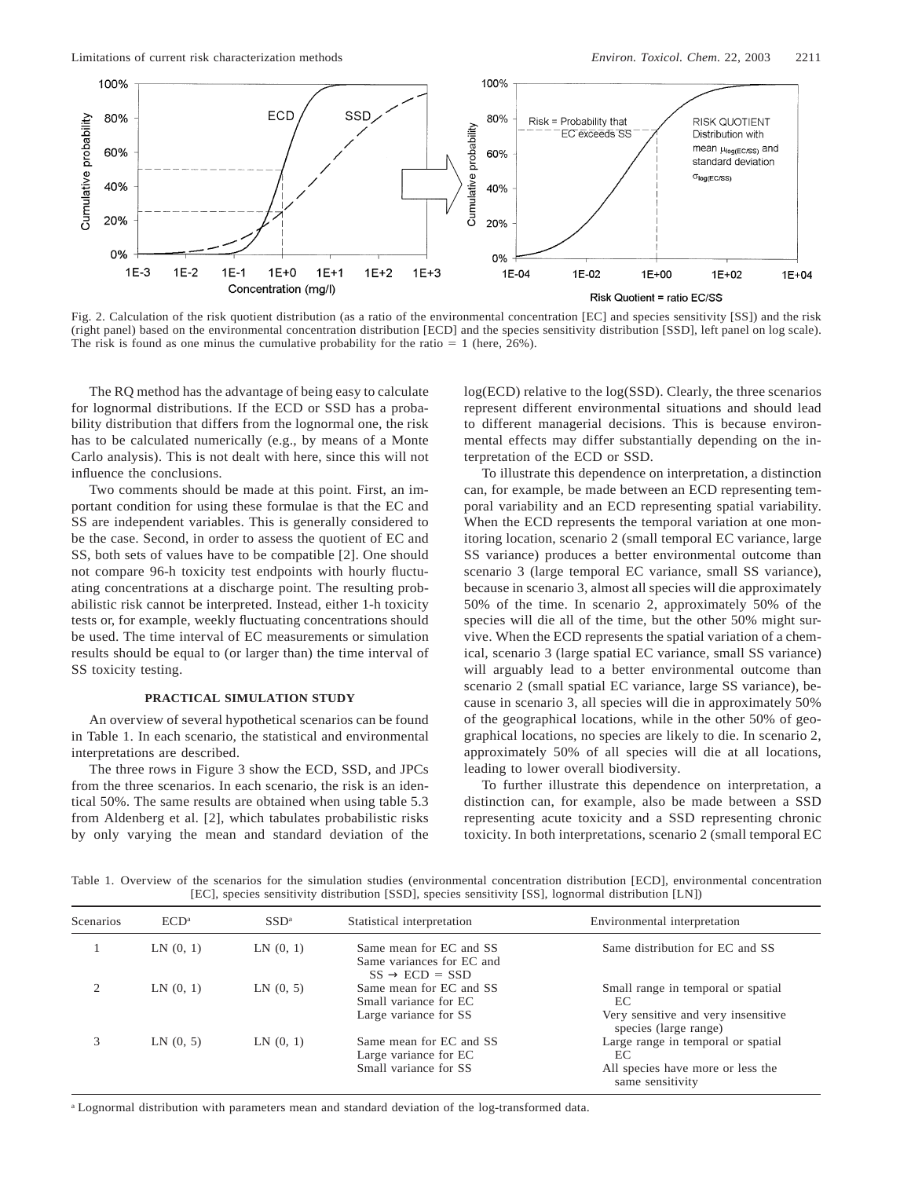Fig. 2. Calculation of the risk quotient distribution (as a ratio of the environmental concentration [EC] and species sensitivity [SS]) and the risk (right panel) based on the environmental concentration distribution [ECD] and the species sensitivity distribution [SSD], left panel on log scale). The risk is found as one minus the cumulative probability for the ratio = 1 (here, 26%).

The RQ method has the advantage of being easy to calculate for lognormal distributions. If the ECD or SSD has a probability distribution that differs from the lognormal one, the risk has to be calculated numerically (e.g., by means of a Monte Carlo analysis). This is not dealt with here, since this will not influence the conclusions.

Two comments should be made at this point. First, an important condition for using these formulae is that the EC and SS are independent variables. This is generally considered to be the case. Second, in order to assess the quotient of EC and SS, both sets of values have to be compatible [2]. One should not compare 96-h toxicity test endpoints with hourly fluctuating concentrations at a discharge point. The resulting probabilistic risk cannot be interpreted. Instead, either 1-h toxicity tests or, for example, weekly fluctuating concentrations should be used. The time interval of EC measurements or simulation results should be equal to (or larger than) the time interval of SS toxicity testing.

## PRACTICAL SIMULATION STUDY

An overview of several hypothetical scenarios can be found in Table 1. In each scenario, the statistical and environmental interpretations are described.

The three rows in Figure 3 show the ECD, SSD, and JPCs from the three scenarios. In each scenario, the risk is an identical 50%. The same results are obtained when using table 5.3 from Aldenberg et al. [2], which tabulates probabilistic risks by only varying the mean and standard deviation of the log(ECD) relative to the log(SSD). Clearly, the three scenarios represent different environmental situations and should lead to different managerial decisions. This is because environmental effects may differ substantially depending on the interpretation of the ECD or SSD.

To illustrate this dependence on interpretation, a distinction can, for example, be made between an ECD representing temporal variability and an ECD representing spatial variability. When the ECD represents the temporal variation at one monitoring location, scenario 2 (small temporal EC variance, large SS variance) produces a better environmental outcome than scenario 3 (large temporal EC variance, small SS variance), because in scenario 3, almost all species will die approximately 50% of the time. In scenario 2, approximately 50% of the species will die all of the time, but the other 50% might survive. When the ECD represents the spatial variation of a chemical, scenario 3 (large spatial EC variance, small SS variance) will arguably lead to a better environmental outcome than scenario 2 (small spatial EC variance, large SS variance), because in scenario 3, all species will die in approximately 50% of the geographical locations, while in the other 50% of geographical locations, no species are likely to die. In scenario 2, approximately 50% of all species will die at all locations, leading to lower overall biodiversity.

To further illustrate this dependence on interpretation, a distinction can, for example, also be made between a SSD representing acute toxicity and a SSD representing chronic toxicity. In both interpretations, scenario 2 (small temporal EC

Table 1. Overview of the scenarios for the simulation studies (environmental concentration distribution [ECD], environmental concentration [EC], species sensitivity distribution [SSD], species sensitivity [SS], lognormal distribution [LN])

| Scenarios | ECD[a] | SSD[a] | Statistical interpretation | Environmental interpretation |
|---|---|---|---|---|
| 1 | LN (0, 1) | LN (0, 1) | Same mean for EC and SS<br>Same variances for EC and SS → ECD = SSD | Same distribution for EC and SS |
| 2 | LN (0, 1) | LN (0, 5) | Same mean for EC and SS<br>Small variance for EC<br>Large variance for SS | Small range in temporal or spatial EC<br>Very sensitive and very insensitive species (large range) |
| 3 | LN (0, 5) | LN (0, 1) | Same mean for EC and SS<br>Large variance for EC<br>Small variance for SS | Large range in temporal or spatial EC<br>All species have more or less the same sensitivity |

[a] Lognormal distribution with parameters mean and standard deviation of the log-transformed data.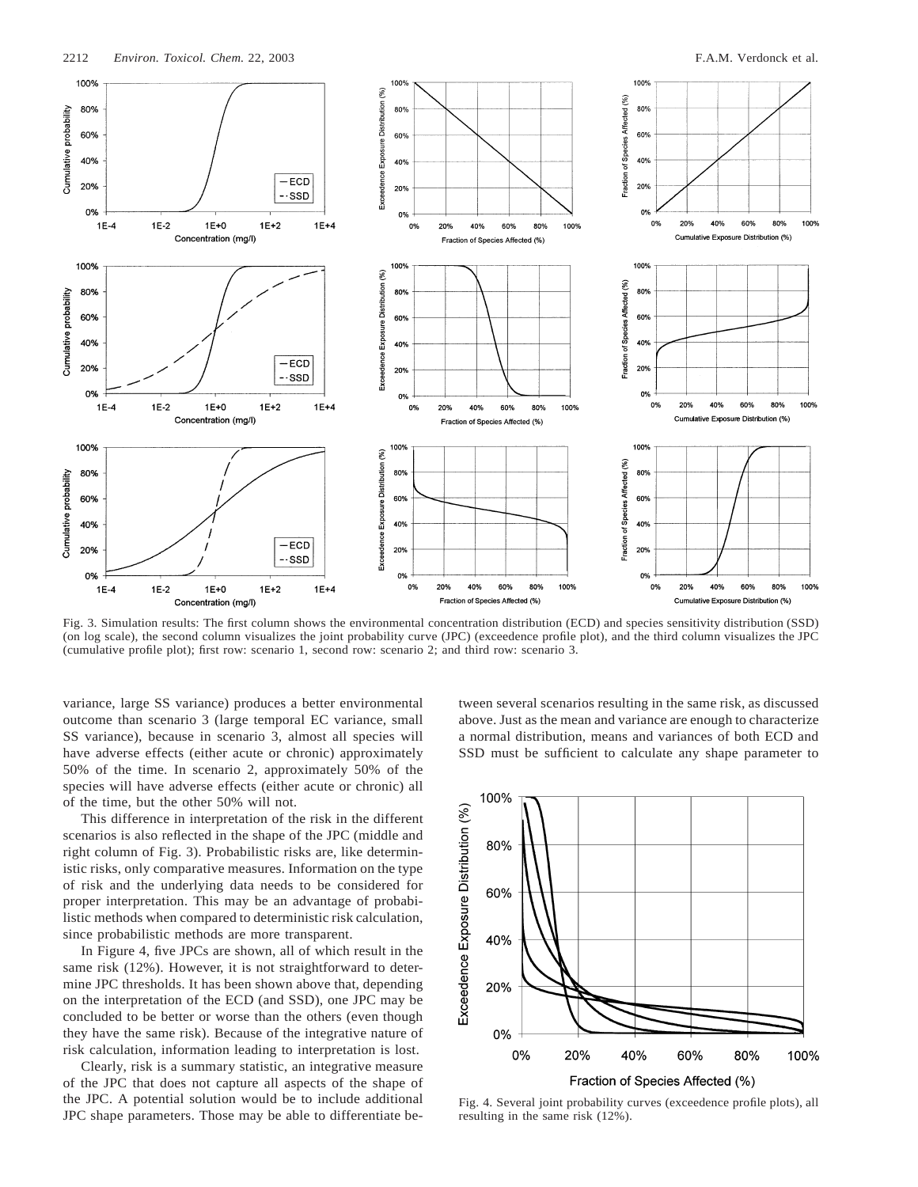Fig. 3. Simulation results: The first column shows the environmental concentration distribution (ECD) and species sensitivity distribution (SSD) (on log scale), the second column visualizes the joint probability curve (JPC) (exceedence profile plot), and the third column visualizes the JPC (cumulative profile plot); first row: scenario 1, second row: scenario 2; and third row: scenario 3.

variance, large SS variance) produces a better environmental outcome than scenario 3 (large temporal EC variance, small SS variance), because in scenario 3, almost all species will have adverse effects (either acute or chronic) approximately 50% of the time. In scenario 2, approximately 50% of the species will have adverse effects (either acute or chronic) all of the time, but the other 50% will not.

This difference in interpretation of the risk in the different scenarios is also reflected in the shape of the JPC (middle and right column of Fig. 3). Probabilistic risks are, like deterministic risks, only comparative measures. Information on the type of risk and the underlying data needs to be considered for proper interpretation. This may be an advantage of probabilistic methods when compared to deterministic risk calculation, since probabilistic methods are more transparent.

In Figure 4, five JPCs are shown, all of which result in the same risk (12%). However, it is not straightforward to determine JPC thresholds. It has been shown above that, depending on the interpretation of the ECD (and SSD), one JPC may be concluded to be better or worse than the others (even though they have the same risk). Because of the integrative nature of risk calculation, information leading to interpretation is lost.

Clearly, risk is a summary statistic, an integrative measure of the JPC that does not capture all aspects of the shape of the JPC. A potential solution would be to include additional JPC shape parameters. Those may be able to differentiate between several scenarios resulting in the same risk, as discussed above. Just as the mean and variance are enough to characterize a normal distribution, means and variances of both ECD and SSD must be sufficient to calculate any shape parameter to

Fig. 4. Several joint probability curves (exceedence profile plots), all resulting in the same risk (12%).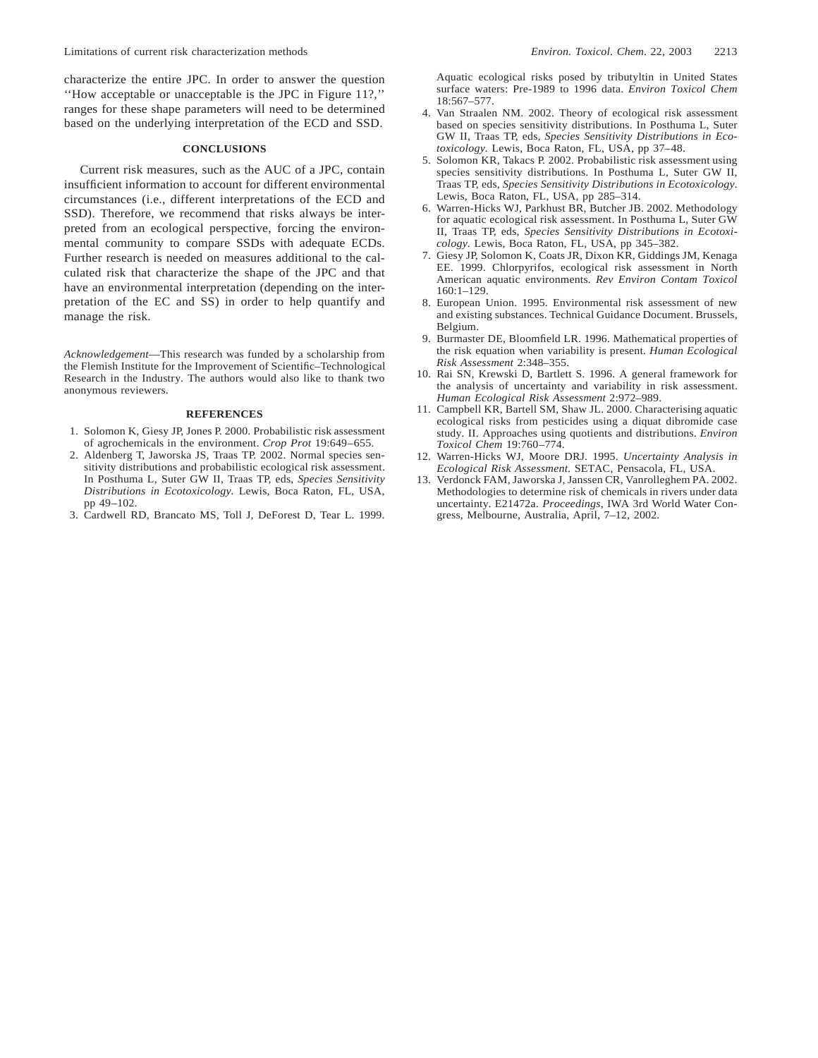characterize the entire JPC. In order to answer the question ''How acceptable or unacceptable is the JPC in Figure 11?,'' ranges for these shape parameters will need to be determined based on the underlying interpretation of the ECD and SSD.

## CONCLUSIONS

Current risk measures, such as the AUC of a JPC, contain insufficient information to account for different environmental circumstances (i.e., different interpretations of the ECD and SSD). Therefore, we recommend that risks always be interpreted from an ecological perspective, forcing the environmental community to compare SSDs with adequate ECDs. Further research is needed on measures additional to the calculated risk that characterize the shape of the JPC and that have an environmental interpretation (depending on the interpretation of the EC and SS) in order to help quantify and manage the risk.

*Acknowledgement*—This research was funded by a scholarship from the Flemish Institute for the Improvement of Scientific–Technological Research in the Industry. The authors would also like to thank two anonymous reviewers.

## REFERENCES

1. Solomon K, Giesy JP, Jones P. 2000. Probabilistic risk assessment of agrochemicals in the environment. *Crop Prot* 19:649–655.
2. Aldenberg T, Jaworska JS, Traas TP. 2002. Normal species sensitivity distributions and probabilistic ecological risk assessment. In Posthuma L, Suter GW II, Traas TP, eds, *Species Sensitivity Distributions in Ecotoxicology.* Lewis, Boca Raton, FL, USA, pp 49–102.
3. Cardwell RD, Brancato MS, Toll J, DeForest D, Tear L. 1999. Aquatic ecological risks posed by tributyltin in United States surface waters: Pre-1989 to 1996 data. *Environ Toxicol Chem* 18:567–577.
4. Van Straalen NM. 2002. Theory of ecological risk assessment based on species sensitivity distributions. In Posthuma L, Suter GW II, Traas TP, eds, *Species Sensitivity Distributions in Ecotoxicology.* Lewis, Boca Raton, FL, USA, pp 37–48.
5. Solomon KR, Takacs P. 2002. Probabilistic risk assessment using species sensitivity distributions. In Posthuma L, Suter GW II, Traas TP, eds, *Species Sensitivity Distributions in Ecotoxicology.* Lewis, Boca Raton, FL, USA, pp 285–314.
6. Warren-Hicks WJ, Parkhust BR, Butcher JB. 2002. Methodology for aquatic ecological risk assessment. In Posthuma L, Suter GW II, Traas TP, eds, *Species Sensitivity Distributions in Ecotoxicology.* Lewis, Boca Raton, FL, USA, pp 345–382.
7. Giesy JP, Solomon K, Coats JR, Dixon KR, Giddings JM, Kenaga EE. 1999. Chlorpyrifos, ecological risk assessment in North American aquatic environments. *Rev Environ Contam Toxicol* 160:1–129.
8. European Union. 1995. Environmental risk assessment of new and existing substances. Technical Guidance Document. Brussels, Belgium.
9. Burmaster DE, Bloomfield LR. 1996. Mathematical properties of the risk equation when variability is present. *Human Ecological Risk Assessment* 2:348–355.
10. Rai SN, Krewski D, Bartlett S. 1996. A general framework for the analysis of uncertainty and variability in risk assessment. *Human Ecological Risk Assessment* 2:972–989.
11. Campbell KR, Bartell SM, Shaw JL. 2000. Characterising aquatic ecological risks from pesticides using a diquat dibromide case study. II. Approaches using quotients and distributions. *Environ Toxicol Chem* 19:760–774.
12. Warren-Hicks WJ, Moore DRJ. 1995. *Uncertainty Analysis in Ecological Risk Assessment.* SETAC, Pensacola, FL, USA.
13. Verdonck FAM, Jaworska J, Janssen CR, Vanrolleghem PA. 2002. Methodologies to determine risk of chemicals in rivers under data uncertainty. E21472a. *Proceedings,* IWA 3rd World Water Congress, Melbourne, Australia, April, 7–12, 2002.